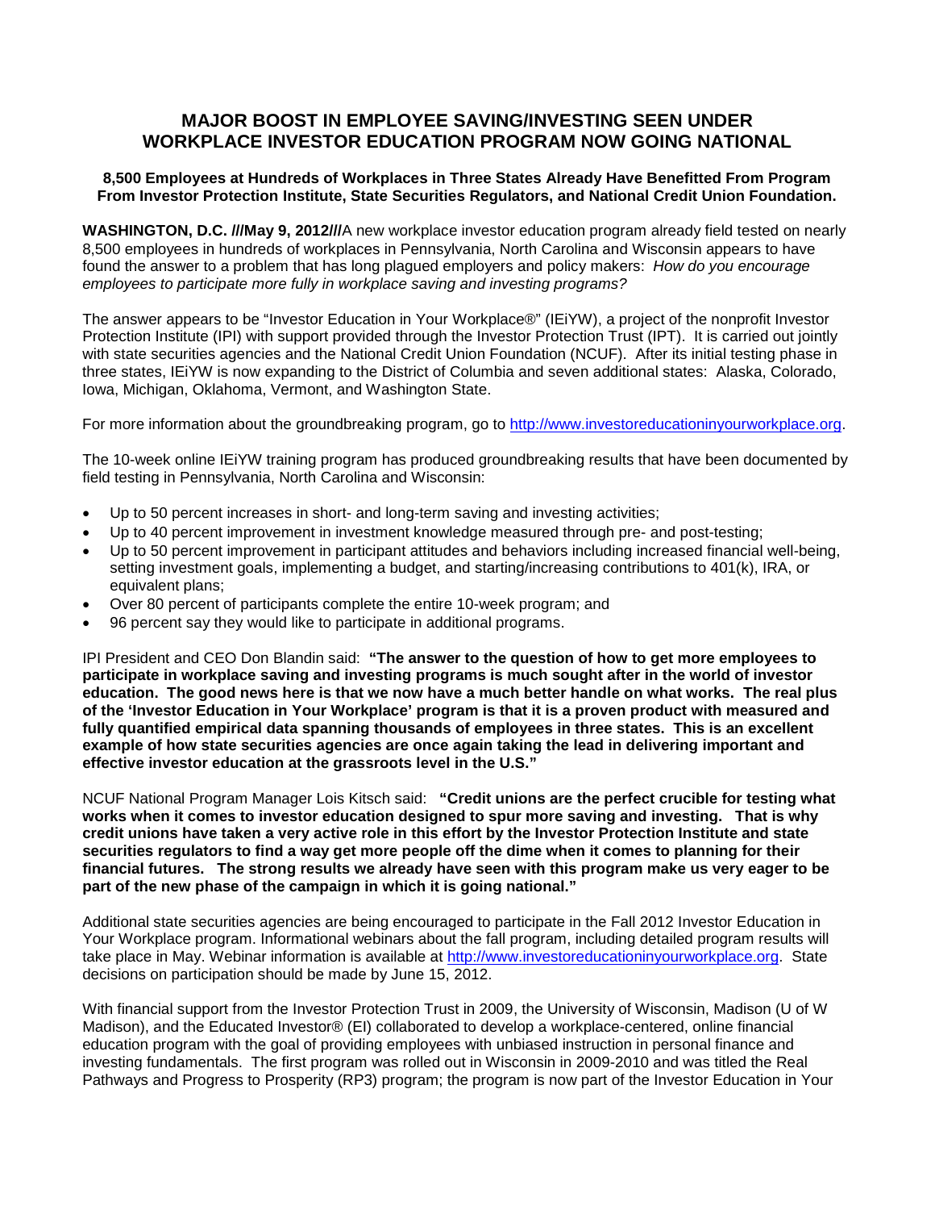# MAJOR BOOST IN EMPLOYEE SAVING/INVESTING SEEN UNDER WORKPLACE INVESTOR EDUCATION PROGRAM NOW GOING NATIONAL

**8,500 Employees at Hundreds of Workplaces in Three States Already Have Benefitted From Program From Investor Protection Institute, State Securities Regulators, and National Credit Union Foundation.**

**WASHINGTON, D.C. ///May 9, 2012///**A new workplace investor education program already field tested on nearly 8,500 employees in hundreds of workplaces in Pennsylvania, North Carolina and Wisconsin appears to have found the answer to a problem that has long plagued employers and policy makers: *How do you encourage employees to participate more fully in workplace saving and investing programs?*

The answer appears to be "Investor Education in Your Workplace®" (IEiYW), a project of the nonprofit Investor Protection Institute (IPI) with support provided through the Investor Protection Trust (IPT). It is carried out jointly with state securities agencies and the National Credit Union Foundation (NCUF). After its initial testing phase in three states, IEiYW is now expanding to the District of Columbia and seven additional states: Alaska, Colorado, Iowa, Michigan, Oklahoma, Vermont, and Washington State.

For more information about the groundbreaking program, go to [http://www.investoreducationinyourworkplace.org](http://www.investoreducationinyourworkplace.org).

The 10-week online IEiYW training program has produced groundbreaking results that have been documented by field testing in Pennsylvania, North Carolina and Wisconsin:

- Up to 50 percent increases in short- and long-term saving and investing activities;
- Up to 40 percent improvement in investment knowledge measured through pre- and post-testing;
- Up to 50 percent improvement in participant attitudes and behaviors including increased financial well-being, setting investment goals, implementing a budget, and starting/increasing contributions to 401(k), IRA, or equivalent plans;
- Over 80 percent of participants complete the entire 10-week program; and
- 96 percent say they would like to participate in additional programs.

IPI President and CEO Don Blandin said: **"The answer to the question of how to get more employees to participate in workplace saving and investing programs is much sought after in the world of investor education. The good news here is that we now have a much better handle on what works. The real plus of the 'Investor Education in Your Workplace' program is that it is a proven product with measured and fully quantified empirical data spanning thousands of employees in three states. This is an excellent example of how state securities agencies are once again taking the lead in delivering important and effective investor education at the grassroots level in the U.S."**

NCUF National Program Manager Lois Kitsch said: **"Credit unions are the perfect crucible for testing what works when it comes to investor education designed to spur more saving and investing. That is why credit unions have taken a very active role in this effort by the Investor Protection Institute and state securities regulators to find a way get more people off the dime when it comes to planning for their financial futures. The strong results we already have seen with this program make us very eager to be part of the new phase of the campaign in which it is going national."**

Additional state securities agencies are being encouraged to participate in the Fall 2012 Investor Education in Your Workplace program. Informational webinars about the fall program, including detailed program results will take place in May. Webinar information is available at [http://www.investoreducationinyourworkplace.org](http://www.investoreducationinyourworkplace.org). State decisions on participation should be made by June 15, 2012.

With financial support from the Investor Protection Trust in 2009, the University of Wisconsin, Madison (U of W Madison), and the Educated Investor® (EI) collaborated to develop a workplace-centered, online financial education program with the goal of providing employees with unbiased instruction in personal finance and investing fundamentals. The first program was rolled out in Wisconsin in 2009-2010 and was titled the Real Pathways and Progress to Prosperity (RP3) program; the program is now part of the Investor Education in Your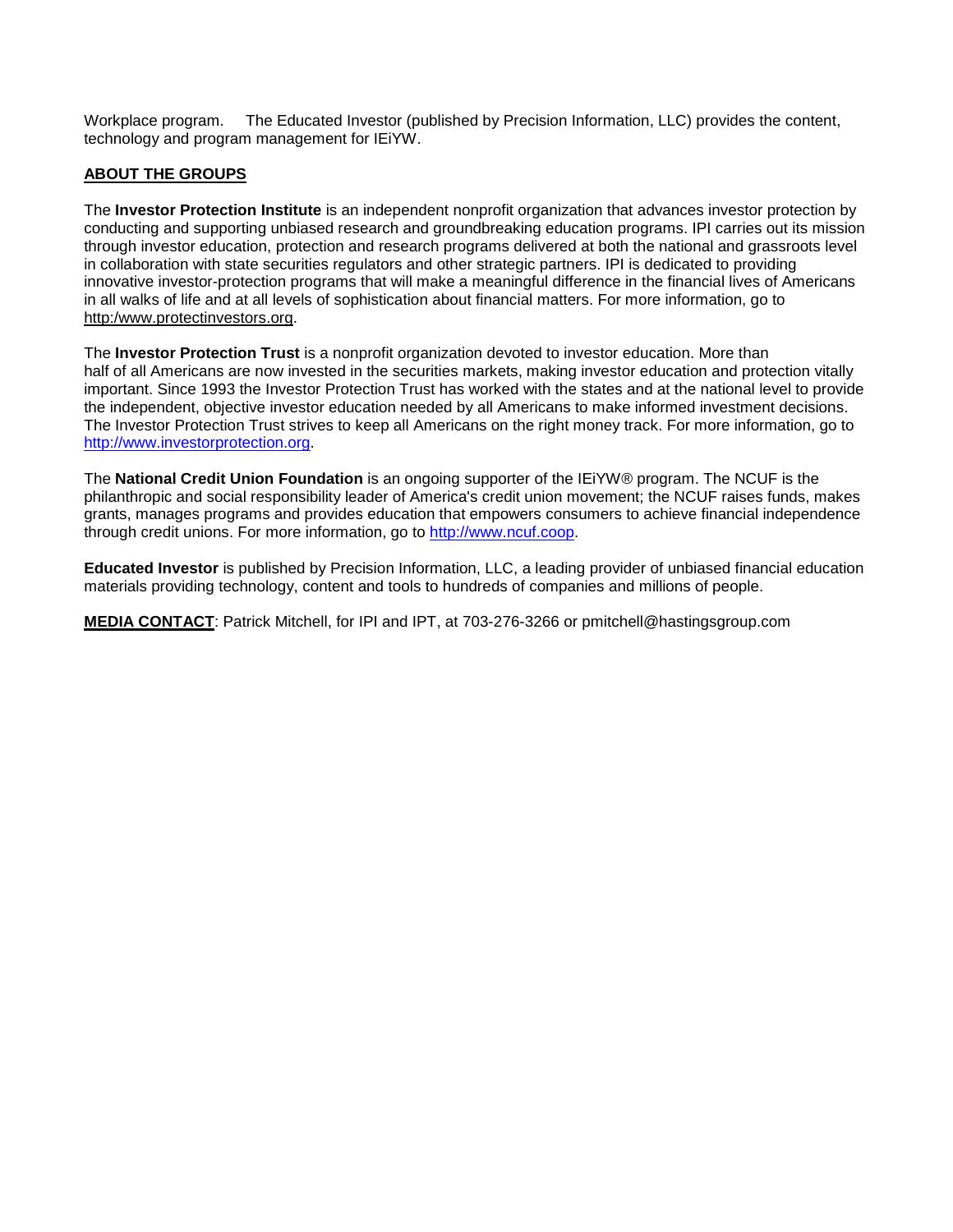Workplace program. The Educated Investor (published by Precision Information, LLC) provides the content, technology and program management for IEiYW.

**ABOUT THE GROUPS**

The **Investor Protection Institute** is an independent nonprofit organization that advances investor protection by conducting and supporting unbiased research and groundbreaking education programs. IPI carries out its mission through investor education, protection and research programs delivered at both the national and grassroots level in collaboration with state securities regulators and other strategic partners. IPI is dedicated to providing innovative investor-protection programs that will make a meaningful difference in the financial lives of Americans in all walks of life and at all levels of sophistication about financial matters. For more information, go to http:/www.protectinvestors.org.

The **Investor Protection Trust** is a nonprofit organization devoted to investor education. More than half of all Americans are now invested in the securities markets, making investor education and protection vitally important. Since 1993 the Investor Protection Trust has worked with the states and at the national level to provide the independent, objective investor education needed by all Americans to make informed investment decisions. The Investor Protection Trust strives to keep all Americans on the right money track. For more information, go to http://www.investorprotection.org.

The **National Credit Union Foundation** is an ongoing supporter of the IEiYW® program. The NCUF is the philanthropic and social responsibility leader of America's credit union movement; the NCUF raises funds, makes grants, manages programs and provides education that empowers consumers to achieve financial independence through credit unions. For more information, go to http://www.ncuf.coop.

**Educated Investor** is published by Precision Information, LLC, a leading provider of unbiased financial education materials providing technology, content and tools to hundreds of companies and millions of people.

**MEDIA CONTACT**: Patrick Mitchell, for IPI and IPT, at 703-276-3266 or pmitchell@hastingsgroup.com